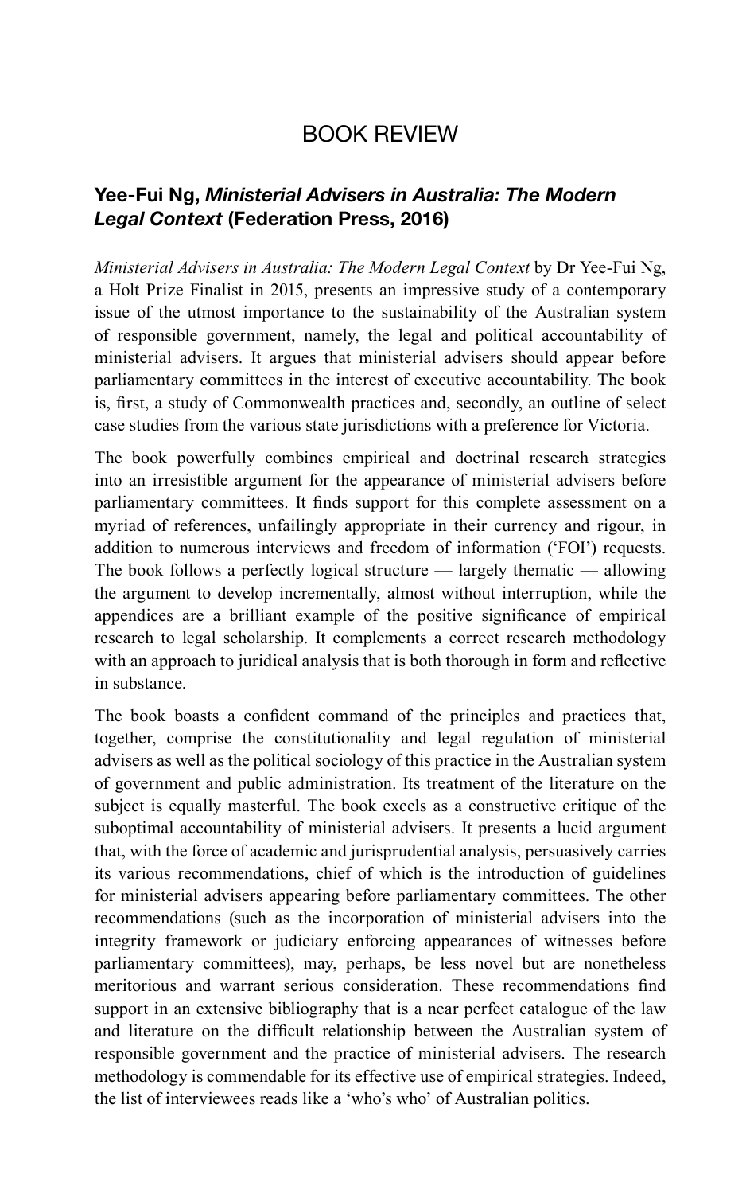# BOOK REVIEW

## Yee-Fui Ng, *Ministerial Advisers in Australia: The Modern Legal Context* (Federation Press, 2016)

*Ministerial Advisers in Australia: The Modern Legal Context* by Dr Yee-Fui Ng, a Holt Prize Finalist in 2015, presents an impressive study of a contemporary issue of the utmost importance to the sustainability of the Australian system of responsible government, namely, the legal and political accountability of ministerial advisers. It argues that ministerial advisers should appear before parliamentary committees in the interest of executive accountability. The book is, first, a study of Commonwealth practices and, secondly, an outline of select case studies from the various state jurisdictions with a preference for Victoria.

The book powerfully combines empirical and doctrinal research strategies into an irresistible argument for the appearance of ministerial advisers before parliamentary committees. It finds support for this complete assessment on a myriad of references, unfailingly appropriate in their currency and rigour, in addition to numerous interviews and freedom of information ('FOI') requests. The book follows a perfectly logical structure — largely thematic — allowing the argument to develop incrementally, almost without interruption, while the appendices are a brilliant example of the positive significance of empirical research to legal scholarship. It complements a correct research methodology with an approach to juridical analysis that is both thorough in form and reflective in substance.

The book boasts a confident command of the principles and practices that, together, comprise the constitutionality and legal regulation of ministerial advisers as well as the political sociology of this practice in the Australian system of government and public administration. Its treatment of the literature on the subject is equally masterful. The book excels as a constructive critique of the suboptimal accountability of ministerial advisers. It presents a lucid argument that, with the force of academic and jurisprudential analysis, persuasively carries its various recommendations, chief of which is the introduction of guidelines for ministerial advisers appearing before parliamentary committees. The other recommendations (such as the incorporation of ministerial advisers into the integrity framework or judiciary enforcing appearances of witnesses before parliamentary committees), may, perhaps, be less novel but are nonetheless meritorious and warrant serious consideration. These recommendations find support in an extensive bibliography that is a near perfect catalogue of the law and literature on the difficult relationship between the Australian system of responsible government and the practice of ministerial advisers. The research methodology is commendable for its effective use of empirical strategies. Indeed, the list of interviewees reads like a 'who's who' of Australian politics.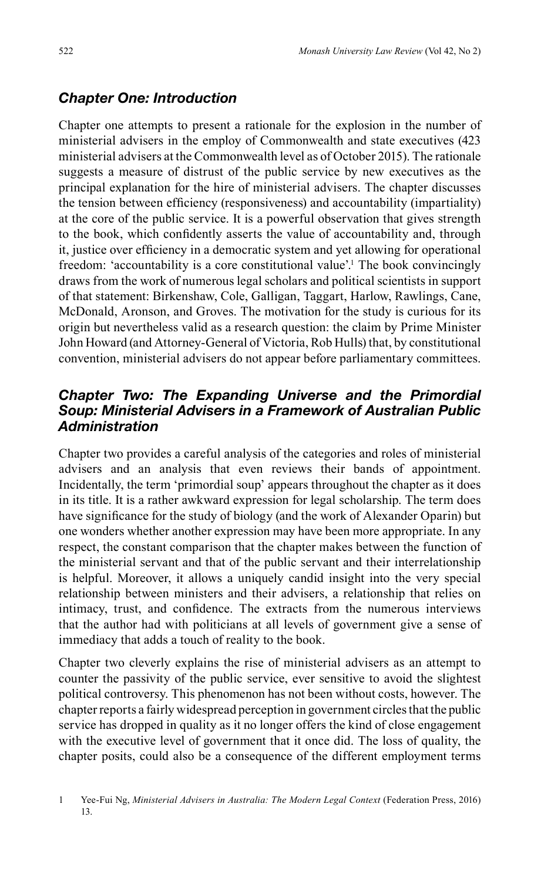## *Chapter One: Introduction*

Chapter one attempts to present a rationale for the explosion in the number of ministerial advisers in the employ of Commonwealth and state executives (423 ministerial advisers at the Commonwealth level as of October 2015). The rationale suggests a measure of distrust of the public service by new executives as the principal explanation for the hire of ministerial advisers. The chapter discusses the tension between efficiency (responsiveness) and accountability (impartiality) at the core of the public service. It is a powerful observation that gives strength to the book, which confidently asserts the value of accountability and, through it, justice over efficiency in a democratic system and yet allowing for operational freedom: 'accountability is a core constitutional value'.[1] The book convincingly draws from the work of numerous legal scholars and political scientists in support of that statement: Birkenshaw, Cole, Galligan, Taggart, Harlow, Rawlings, Cane, McDonald, Aronson, and Groves. The motivation for the study is curious for its origin but nevertheless valid as a research question: the claim by Prime Minister John Howard (and Attorney-General of Victoria, Rob Hulls) that, by constitutional convention, ministerial advisers do not appear before parliamentary committees.

## *Chapter Two: The Expanding Universe and the Primordial Soup: Ministerial Advisers in a Framework of Australian Public Administration*

Chapter two provides a careful analysis of the categories and roles of ministerial advisers and an analysis that even reviews their bands of appointment. Incidentally, the term 'primordial soup' appears throughout the chapter as it does in its title. It is a rather awkward expression for legal scholarship. The term does have significance for the study of biology (and the work of Alexander Oparin) but one wonders whether another expression may have been more appropriate. In any respect, the constant comparison that the chapter makes between the function of the ministerial servant and that of the public servant and their interrelationship is helpful. Moreover, it allows a uniquely candid insight into the very special relationship between ministers and their advisers, a relationship that relies on intimacy, trust, and confidence. The extracts from the numerous interviews that the author had with politicians at all levels of government give a sense of immediacy that adds a touch of reality to the book.

Chapter two cleverly explains the rise of ministerial advisers as an attempt to counter the passivity of the public service, ever sensitive to avoid the slightest political controversy. This phenomenon has not been without costs, however. The chapter reports a fairly widespread perception in government circles that the public service has dropped in quality as it no longer offers the kind of close engagement with the executive level of government that it once did. The loss of quality, the chapter posits, could also be a consequence of the different employment terms

1 Yee-Fui Ng, *Ministerial Advisers in Australia: The Modern Legal Context* (Federation Press, 2016) 13.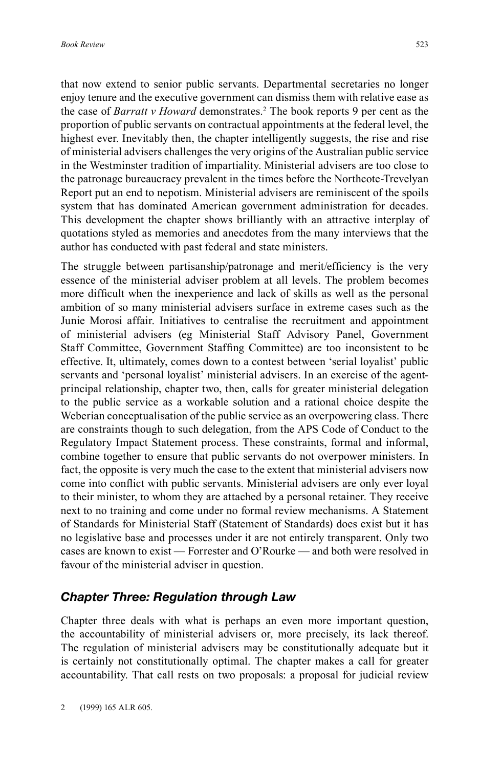that now extend to senior public servants. Departmental secretaries no longer enjoy tenure and the executive government can dismiss them with relative ease as the case of *Barratt v Howard* demonstrates.[2] The book reports 9 per cent as the proportion of public servants on contractual appointments at the federal level, the highest ever. Inevitably then, the chapter intelligently suggests, the rise and rise of ministerial advisers challenges the very origins of the Australian public service in the Westminster tradition of impartiality. Ministerial advisers are too close to the patronage bureaucracy prevalent in the times before the Northcote-Trevelyan Report put an end to nepotism. Ministerial advisers are reminiscent of the spoils system that has dominated American government administration for decades. This development the chapter shows brilliantly with an attractive interplay of quotations styled as memories and anecdotes from the many interviews that the author has conducted with past federal and state ministers.

The struggle between partisanship/patronage and merit/efficiency is the very essence of the ministerial adviser problem at all levels. The problem becomes more difficult when the inexperience and lack of skills as well as the personal ambition of so many ministerial advisers surface in extreme cases such as the Junie Morosi affair. Initiatives to centralise the recruitment and appointment of ministerial advisers (eg Ministerial Staff Advisory Panel, Government Staff Committee, Government Staffing Committee) are too inconsistent to be effective. It, ultimately, comes down to a contest between 'serial loyalist' public servants and 'personal loyalist' ministerial advisers. In an exercise of the agent-principal relationship, chapter two, then, calls for greater ministerial delegation to the public service as a workable solution and a rational choice despite the Weberian conceptualisation of the public service as an overpowering class. There are constraints though to such delegation, from the APS Code of Conduct to the Regulatory Impact Statement process. These constraints, formal and informal, combine together to ensure that public servants do not overpower ministers. In fact, the opposite is very much the case to the extent that ministerial advisers now come into conflict with public servants. Ministerial advisers are only ever loyal to their minister, to whom they are attached by a personal retainer. They receive next to no training and come under no formal review mechanisms. A Statement of Standards for Ministerial Staff (Statement of Standards) does exist but it has no legislative base and processes under it are not entirely transparent. Only two cases are known to exist — Forrester and O'Rourke — and both were resolved in favour of the ministerial adviser in question.

## *Chapter Three: Regulation through Law*

Chapter three deals with what is perhaps an even more important question, the accountability of ministerial advisers or, more precisely, its lack thereof. The regulation of ministerial advisers may be constitutionally adequate but it is certainly not constitutionally optimal. The chapter makes a call for greater accountability. That call rests on two proposals: a proposal for judicial review

2 (1999) 165 ALR 605.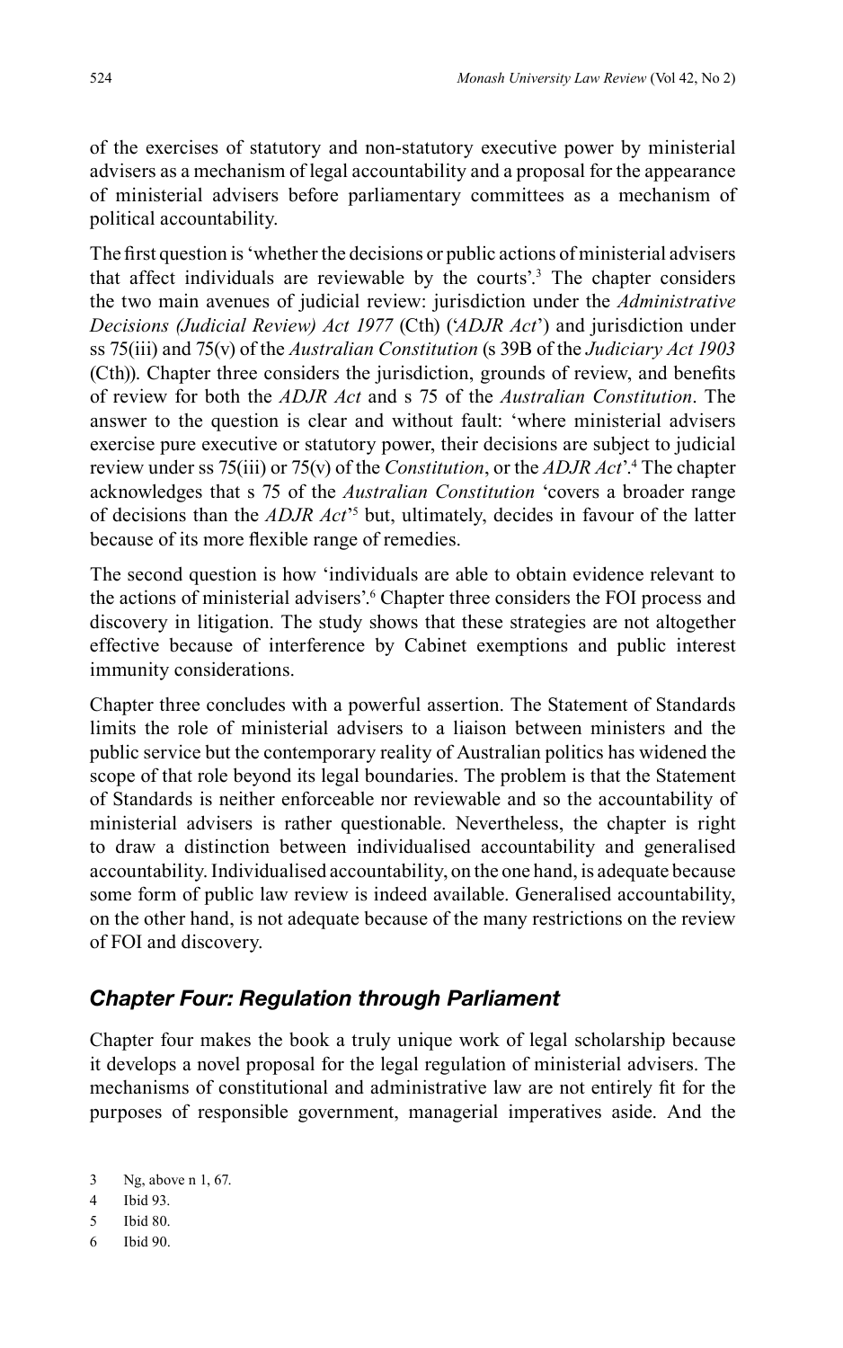of the exercises of statutory and non-statutory executive power by ministerial advisers as a mechanism of legal accountability and a proposal for the appearance of ministerial advisers before parliamentary committees as a mechanism of political accountability.

The first question is 'whether the decisions or public actions of ministerial advisers that affect individuals are reviewable by the courts'.[3] The chapter considers the two main avenues of judicial review: jurisdiction under the *Administrative Decisions (Judicial Review) Act 1977* (Cth) ('*ADJR Act*') and jurisdiction under ss 75(iii) and 75(v) of the *Australian Constitution* (s 39B of the *Judiciary Act 1903* (Cth)). Chapter three considers the jurisdiction, grounds of review, and benefits of review for both the *ADJR Act* and s 75 of the *Australian Constitution*. The answer to the question is clear and without fault: 'where ministerial advisers exercise pure executive or statutory power, their decisions are subject to judicial review under ss 75(iii) or 75(v) of the *Constitution*, or the *ADJR Act*'.[4] The chapter acknowledges that s 75 of the *Australian Constitution* 'covers a broader range of decisions than the *ADJR Act*'[5] but, ultimately, decides in favour of the latter because of its more flexible range of remedies.

The second question is how 'individuals are able to obtain evidence relevant to the actions of ministerial advisers'.[6] Chapter three considers the FOI process and discovery in litigation. The study shows that these strategies are not altogether effective because of interference by Cabinet exemptions and public interest immunity considerations.

Chapter three concludes with a powerful assertion. The Statement of Standards limits the role of ministerial advisers to a liaison between ministers and the public service but the contemporary reality of Australian politics has widened the scope of that role beyond its legal boundaries. The problem is that the Statement of Standards is neither enforceable nor reviewable and so the accountability of ministerial advisers is rather questionable. Nevertheless, the chapter is right to draw a distinction between individualised accountability and generalised accountability. Individualised accountability, on the one hand, is adequate because some form of public law review is indeed available. Generalised accountability, on the other hand, is not adequate because of the many restrictions on the review of FOI and discovery.

### *Chapter Four: Regulation through Parliament*

Chapter four makes the book a truly unique work of legal scholarship because it develops a novel proposal for the legal regulation of ministerial advisers. The mechanisms of constitutional and administrative law are not entirely fit for the purposes of responsible government, managerial imperatives aside. And the

3 Ng, above n 1, 67.

4 Ibid 93.

5 Ibid 80.

6 Ibid 90.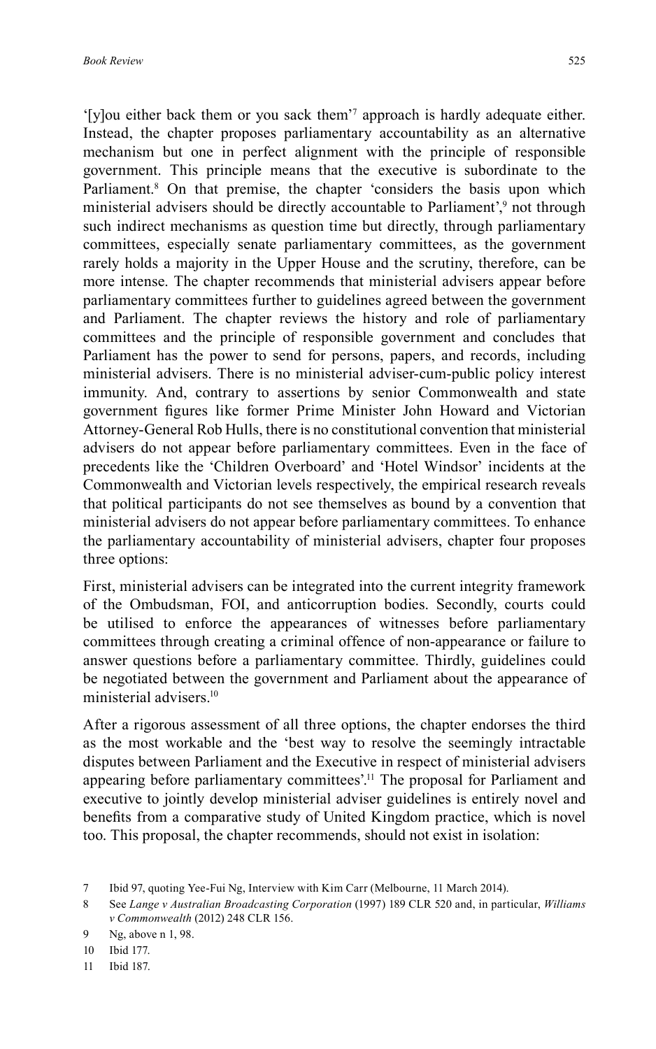'[y]ou either back them or you sack them'[7] approach is hardly adequate either. Instead, the chapter proposes parliamentary accountability as an alternative mechanism but one in perfect alignment with the principle of responsible government. This principle means that the executive is subordinate to the Parliament.[8] On that premise, the chapter 'considers the basis upon which ministerial advisers should be directly accountable to Parliament',[9] not through such indirect mechanisms as question time but directly, through parliamentary committees, especially senate parliamentary committees, as the government rarely holds a majority in the Upper House and the scrutiny, therefore, can be more intense. The chapter recommends that ministerial advisers appear before parliamentary committees further to guidelines agreed between the government and Parliament. The chapter reviews the history and role of parliamentary committees and the principle of responsible government and concludes that Parliament has the power to send for persons, papers, and records, including ministerial advisers. There is no ministerial adviser-cum-public policy interest immunity. And, contrary to assertions by senior Commonwealth and state government figures like former Prime Minister John Howard and Victorian Attorney-General Rob Hulls, there is no constitutional convention that ministerial advisers do not appear before parliamentary committees. Even in the face of precedents like the 'Children Overboard' and 'Hotel Windsor' incidents at the Commonwealth and Victorian levels respectively, the empirical research reveals that political participants do not see themselves as bound by a convention that ministerial advisers do not appear before parliamentary committees. To enhance the parliamentary accountability of ministerial advisers, chapter four proposes three options:

> First, ministerial advisers can be integrated into the current integrity framework of the Ombudsman, FOI, and anticorruption bodies. Secondly, courts could be utilised to enforce the appearances of witnesses before parliamentary committees through creating a criminal offence of non-appearance or failure to answer questions before a parliamentary committee. Thirdly, guidelines could be negotiated between the government and Parliament about the appearance of ministerial advisers.[10]

After a rigorous assessment of all three options, the chapter endorses the third as the most workable and the 'best way to resolve the seemingly intractable disputes between Parliament and the Executive in respect of ministerial advisers appearing before parliamentary committees'.[11] The proposal for Parliament and executive to jointly develop ministerial adviser guidelines is entirely novel and benefits from a comparative study of United Kingdom practice, which is novel too. This proposal, the chapter recommends, should not exist in isolation:

---

7 Ibid 97, quoting Yee-Fui Ng, Interview with Kim Carr (Melbourne, 11 March 2014).

8 See *Lange v Australian Broadcasting Corporation* (1997) 189 CLR 520 and, in particular, *Williams v Commonwealth* (2012) 248 CLR 156.

9 Ng, above n 1, 98.

10 Ibid 177.

11 Ibid 187.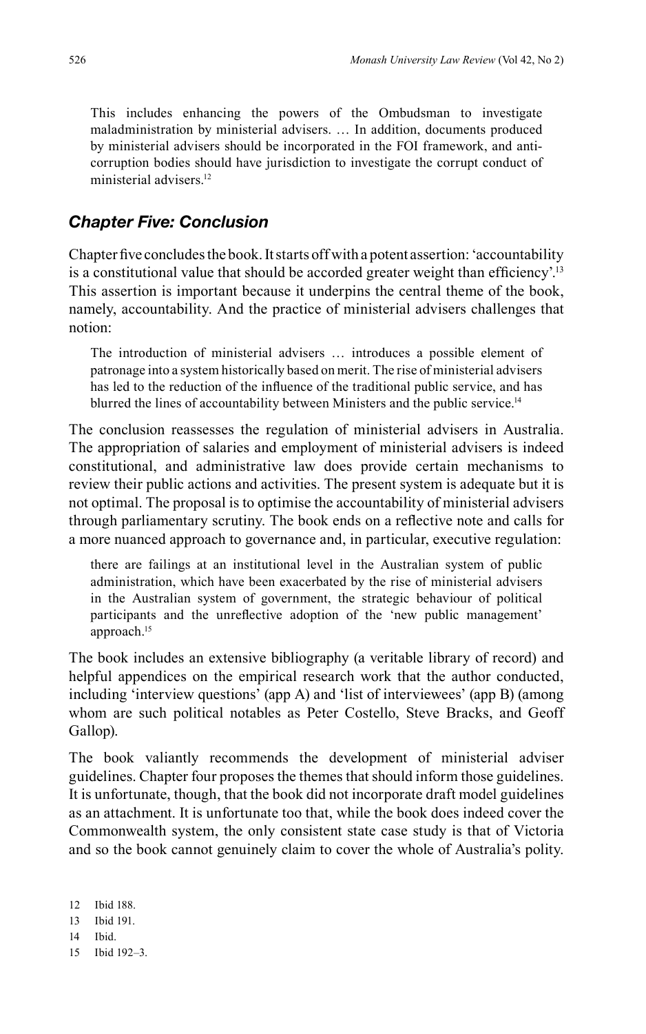> This includes enhancing the powers of the Ombudsman to investigate maladministration by ministerial advisers. … In addition, documents produced by ministerial advisers should be incorporated in the FOI framework, and anti-corruption bodies should have jurisdiction to investigate the corrupt conduct of ministerial advisers.[12]

## *Chapter Five: Conclusion*

Chapter five concludes the book. It starts off with a potent assertion: 'accountability is a constitutional value that should be accorded greater weight than efficiency'.[13] This assertion is important because it underpins the central theme of the book, namely, accountability. And the practice of ministerial advisers challenges that notion:

> The introduction of ministerial advisers … introduces a possible element of patronage into a system historically based on merit. The rise of ministerial advisers has led to the reduction of the influence of the traditional public service, and has blurred the lines of accountability between Ministers and the public service.[14]

The conclusion reassesses the regulation of ministerial advisers in Australia. The appropriation of salaries and employment of ministerial advisers is indeed constitutional, and administrative law does provide certain mechanisms to review their public actions and activities. The present system is adequate but it is not optimal. The proposal is to optimise the accountability of ministerial advisers through parliamentary scrutiny. The book ends on a reflective note and calls for a more nuanced approach to governance and, in particular, executive regulation:

> there are failings at an institutional level in the Australian system of public administration, which have been exacerbated by the rise of ministerial advisers in the Australian system of government, the strategic behaviour of political participants and the unreflective adoption of the 'new public management' approach.[15]

The book includes an extensive bibliography (a veritable library of record) and helpful appendices on the empirical research work that the author conducted, including 'interview questions' (app A) and 'list of interviewees' (app B) (among whom are such political notables as Peter Costello, Steve Bracks, and Geoff Gallop).

The book valiantly recommends the development of ministerial adviser guidelines. Chapter four proposes the themes that should inform those guidelines. It is unfortunate, though, that the book did not incorporate draft model guidelines as an attachment. It is unfortunate too that, while the book does indeed cover the Commonwealth system, the only consistent state case study is that of Victoria and so the book cannot genuinely claim to cover the whole of Australia's polity.

12 Ibid 188.
13 Ibid 191.
14 Ibid.
15 Ibid 192–3.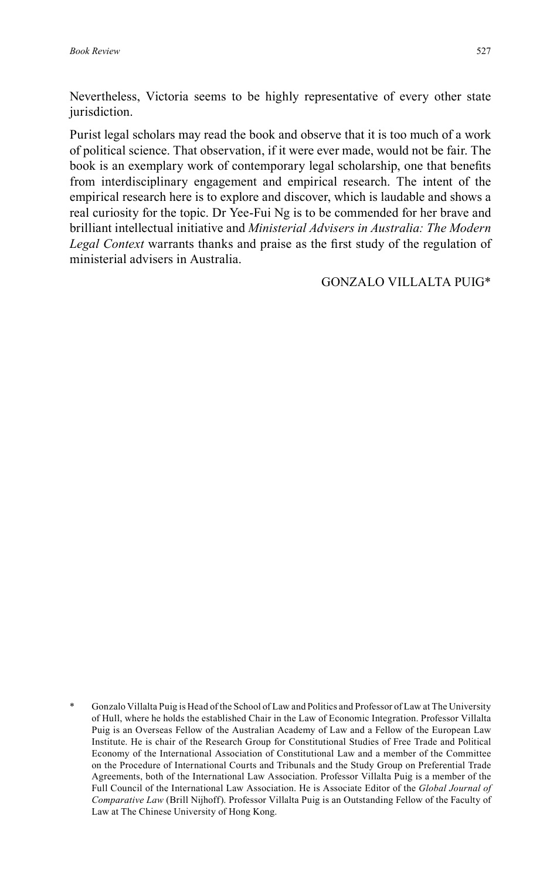Nevertheless, Victoria seems to be highly representative of every other state jurisdiction.

Purist legal scholars may read the book and observe that it is too much of a work of political science. That observation, if it were ever made, would not be fair. The book is an exemplary work of contemporary legal scholarship, one that benefits from interdisciplinary engagement and empirical research. The intent of the empirical research here is to explore and discover, which is laudable and shows a real curiosity for the topic. Dr Yee-Fui Ng is to be commended for her brave and brilliant intellectual initiative and *Ministerial Advisers in Australia: The Modern Legal Context* warrants thanks and praise as the first study of the regulation of ministerial advisers in Australia.

GONZALO VILLALTA PUIG*

\* Gonzalo Villalta Puig is Head of the School of Law and Politics and Professor of Law at The University of Hull, where he holds the established Chair in the Law of Economic Integration. Professor Villalta Puig is an Overseas Fellow of the Australian Academy of Law and a Fellow of the European Law Institute. He is chair of the Research Group for Constitutional Studies of Free Trade and Political Economy of the International Association of Constitutional Law and a member of the Committee on the Procedure of International Courts and Tribunals and the Study Group on Preferential Trade Agreements, both of the International Law Association. Professor Villalta Puig is a member of the Full Council of the International Law Association. He is Associate Editor of the *Global Journal of Comparative Law* (Brill Nijhoff). Professor Villalta Puig is an Outstanding Fellow of the Faculty of Law at The Chinese University of Hong Kong.